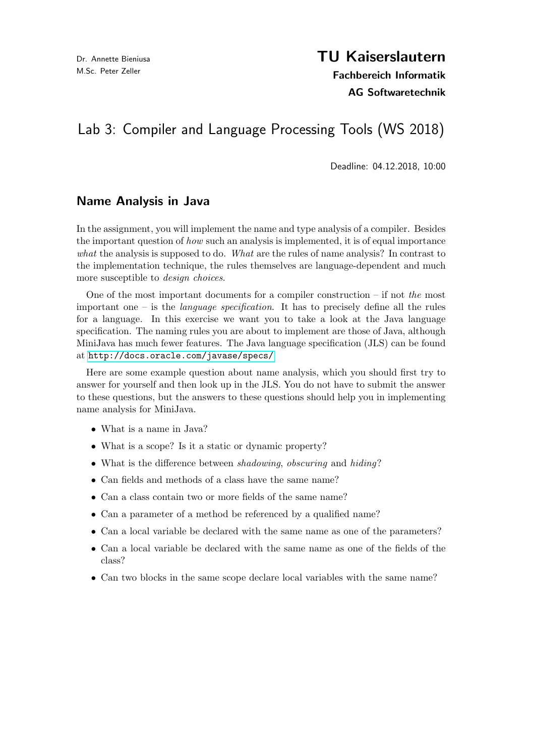Dr. Annette Bieniusa
M.Sc. Peter Zeller

**TU Kaiserslautern**
**Fachbereich Informatik**
**AG Softwaretechnik**

# Lab 3: Compiler and Language Processing Tools (WS 2018)

Deadline: 04.12.2018, 10:00

## Name Analysis in Java

In the assignment, you will implement the name and type analysis of a compiler. Besides the important question of *how* such an analysis is implemented, it is of equal importance *what* the analysis is supposed to do. *What* are the rules of name analysis? In contrast to the implementation technique, the rules themselves are language-dependent and much more susceptible to *design choices*.

One of the most important documents for a compiler construction – if not *the* most important one – is the *language specification*. It has to precisely define all the rules for a language. In this exercise we want you to take a look at the Java language specification. The naming rules you are about to implement are those of Java, although MiniJava has much fewer features. The Java language specification (JLS) can be found at `http://docs.oracle.com/javase/specs/`

Here are some example question about name analysis, which you should first try to answer for yourself and then look up in the JLS. You do not have to submit the answer to these questions, but the answers to these questions should help you in implementing name analysis for MiniJava.

- What is a name in Java?
- What is a scope? Is it a static or dynamic property?
- What is the difference between *shadowing*, *obscuring* and *hiding*?
- Can fields and methods of a class have the same name?
- Can a class contain two or more fields of the same name?
- Can a parameter of a method be referenced by a qualified name?
- Can a local variable be declared with the same name as one of the parameters?
- Can a local variable be declared with the same name as one of the fields of the class?
- Can two blocks in the same scope declare local variables with the same name?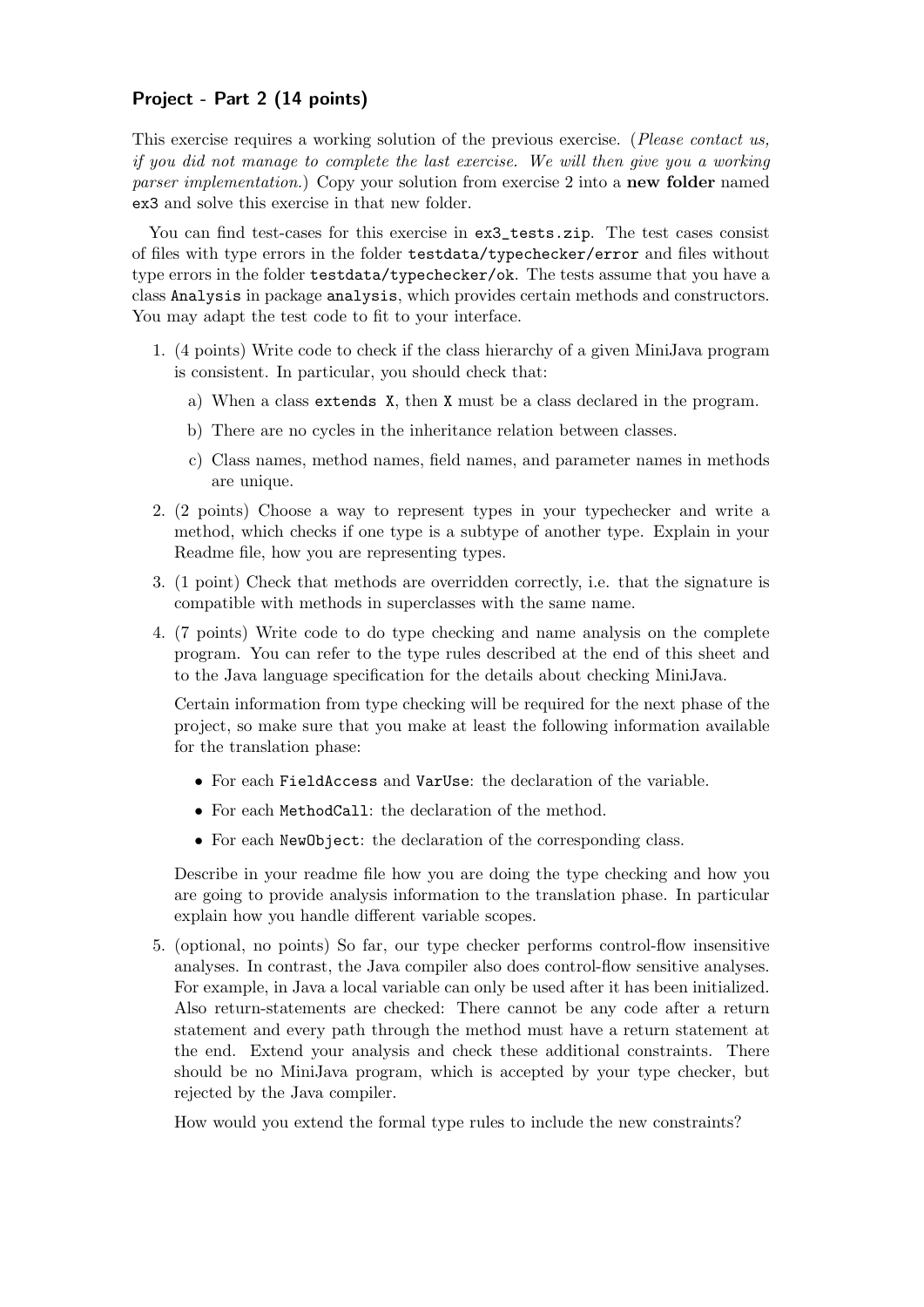## Project - Part 2 (14 points)

This exercise requires a working solution of the previous exercise. (*Please contact us, if you did not manage to complete the last exercise. We will then give you a working parser implementation.*) Copy your solution from exercise 2 into a **new folder** named `ex3` and solve this exercise in that new folder.

You can find test-cases for this exercise in `ex3_tests.zip`. The test cases consist of files with type errors in the folder `testdata/typechecker/error` and files without type errors in the folder `testdata/typechecker/ok`. The tests assume that you have a class `Analysis` in package `analysis`, which provides certain methods and constructors. You may adapt the test code to fit to your interface.

1. (4 points) Write code to check if the class hierarchy of a given MiniJava program is consistent. In particular, you should check that:
   a) When a class `extends X`, then `X` must be a class declared in the program.
   b) There are no cycles in the inheritance relation between classes.
   c) Class names, method names, field names, and parameter names in methods are unique.
2. (2 points) Choose a way to represent types in your typechecker and write a method, which checks if one type is a subtype of another type. Explain in your Readme file, how you are representing types.
3. (1 point) Check that methods are overridden correctly, i.e. that the signature is compatible with methods in superclasses with the same name.
4. (7 points) Write code to do type checking and name analysis on the complete program. You can refer to the type rules described at the end of this sheet and to the Java language specification for the details about checking MiniJava.

   Certain information from type checking will be required for the next phase of the project, so make sure that you make at least the following information available for the translation phase:

   - For each `FieldAccess` and `VarUse`: the declaration of the variable.
   - For each `MethodCall`: the declaration of the method.
   - For each `NewObject`: the declaration of the corresponding class.

   Describe in your readme file how you are doing the type checking and how you are going to provide analysis information to the translation phase. In particular explain how you handle different variable scopes.
5. (optional, no points) So far, our type checker performs control-flow insensitive analyses. In contrast, the Java compiler also does control-flow sensitive analyses. For example, in Java a local variable can only be used after it has been initialized. Also return-statements are checked: There cannot be any code after a return statement and every path through the method must have a return statement at the end. Extend your analysis and check these additional constraints. There should be no MiniJava program, which is accepted by your type checker, but rejected by the Java compiler.

   How would you extend the formal type rules to include the new constraints?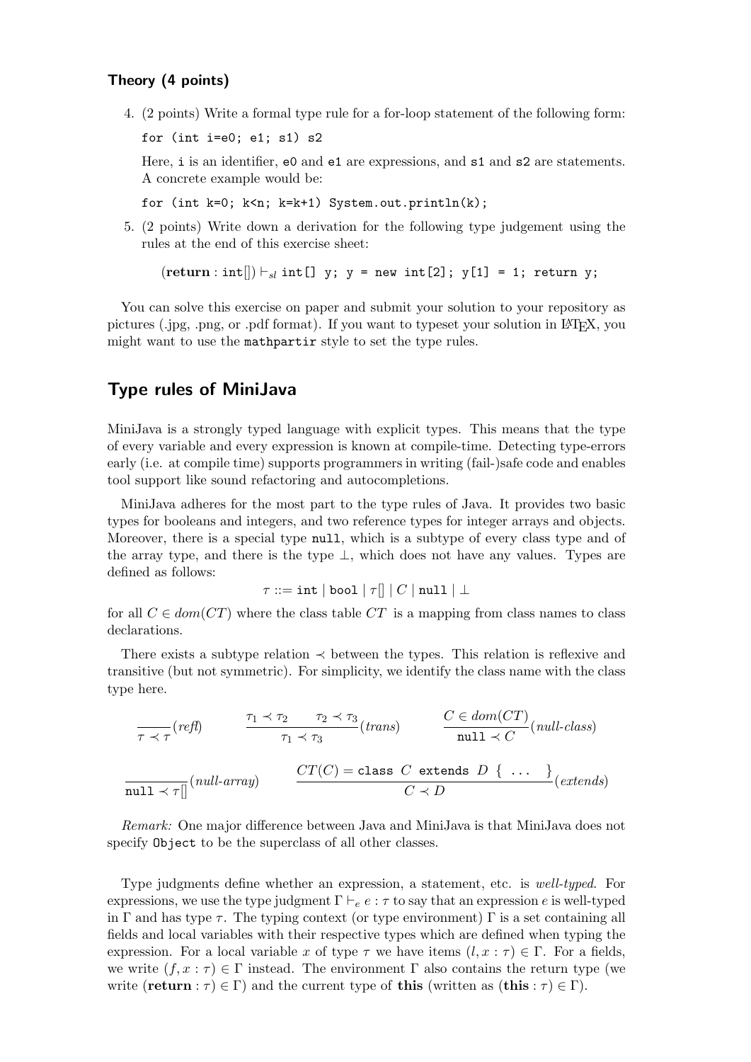### Theory (4 points)

4. (2 points) Write a formal type rule for a for-loop statement of the following form:

   ```
   for (int i=e0; e1; s1) s2
   ```

   Here, `i` is an identifier, `e0` and `e1` are expressions, and `s1` and `s2` are statements. A concrete example would be:

   ```
   for (int k=0; k<n; k=k+1) System.out.println(k);
   ```

5. (2 points) Write down a derivation for the following type judgement using the rules at the end of this exercise sheet:

   $$(\textbf{return} : \texttt{int[]}) \vdash_{sl} \texttt{int[] y; y = new int[2]; y[1] = 1; return y;}$$

You can solve this exercise on paper and submit your solution to your repository as pictures (.jpg, .png, or .pdf format). If you want to typeset your solution in LaTeX, you might want to use the `mathpartir` style to set the type rules.

## Type rules of MiniJava

MiniJava is a strongly typed language with explicit types. This means that the type of every variable and every expression is known at compile-time. Detecting type-errors early (i.e. at compile time) supports programmers in writing (fail-)safe code and enables tool support like sound refactoring and autocompletions.

MiniJava adheres for the most part to the type rules of Java. It provides two basic types for booleans and integers, and two reference types for integer arrays and objects. Moreover, there is a special type `null`, which is a subtype of every class type and of the array type, and there is the type $\bot$, which does not have any values. Types are defined as follows:

$$\tau ::= \texttt{int} \mid \texttt{bool} \mid \tau[] \mid C \mid \texttt{null} \mid \bot$$

for all $C \in dom(CT)$ where the class table $CT$ is a mapping from class names to class declarations.

There exists a subtype relation $\prec$ between the types. This relation is reflexive and transitive (but not symmetric). For simplicity, we identify the class name with the class type here.

$$\frac{}{\tau \prec \tau}(\mathit{refl}) \qquad \frac{\tau_1 \prec \tau_2 \qquad \tau_2 \prec \tau_3}{\tau_1 \prec \tau_3}(\mathit{trans}) \qquad \frac{C \in dom(CT)}{\texttt{null} \prec C}(\mathit{null\text{-}class})$$

$$\frac{}{\texttt{null} \prec \tau[]}(\mathit{null\text{-}array}) \qquad \frac{CT(C) = \texttt{class } C \texttt{ extends } D \texttt{ \{ ... \}}}{C \prec D}(\mathit{extends})$$

*Remark:* One major difference between Java and MiniJava is that MiniJava does not specify `Object` to be the superclass of all other classes.

Type judgments define whether an expression, a statement, etc. is *well-typed*. For expressions, we use the type judgment $\Gamma \vdash_e e : \tau$ to say that an expression $e$ is well-typed in $\Gamma$ and has type $\tau$. The typing context (or type environment) $\Gamma$ is a set containing all fields and local variables with their respective types which are defined when typing the expression. For a local variable $x$ of type $\tau$ we have items $(l, x : \tau) \in \Gamma$. For a fields, we write $(f, x : \tau) \in \Gamma$ instead. The environment $\Gamma$ also contains the return type (we write $(\textbf{return} : \tau) \in \Gamma$) and the current type of **this** (written as $(\textbf{this} : \tau) \in \Gamma$).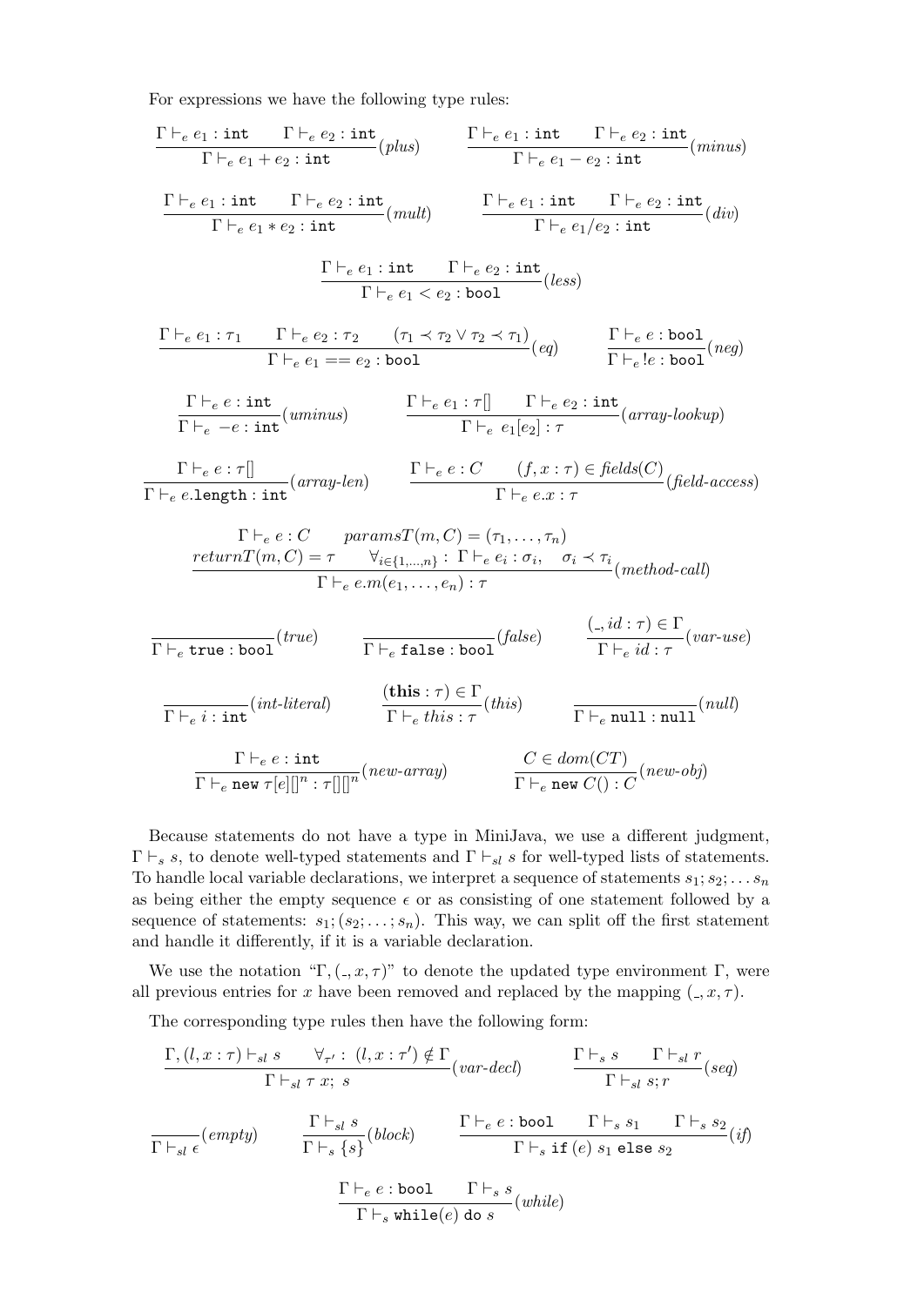For expressions we have the following type rules:

$$\frac{\Gamma \vdash_e e_1 : \texttt{int} \qquad \Gamma \vdash_e e_2 : \texttt{int}}{\Gamma \vdash_e e_1 + e_2 : \texttt{int}}(\mathit{plus}) \qquad \frac{\Gamma \vdash_e e_1 : \texttt{int} \qquad \Gamma \vdash_e e_2 : \texttt{int}}{\Gamma \vdash_e e_1 - e_2 : \texttt{int}}(\mathit{minus})$$

$$\frac{\Gamma \vdash_e e_1 : \texttt{int} \qquad \Gamma \vdash_e e_2 : \texttt{int}}{\Gamma \vdash_e e_1 * e_2 : \texttt{int}}(\mathit{mult}) \qquad \frac{\Gamma \vdash_e e_1 : \texttt{int} \qquad \Gamma \vdash_e e_2 : \texttt{int}}{\Gamma \vdash_e e_1 / e_2 : \texttt{int}}(\mathit{div})$$

$$\frac{\Gamma \vdash_e e_1 : \texttt{int} \qquad \Gamma \vdash_e e_2 : \texttt{int}}{\Gamma \vdash_e e_1 < e_2 : \texttt{bool}}(\mathit{less})$$

$$\frac{\Gamma \vdash_e e_1 : \tau_1 \qquad \Gamma \vdash_e e_2 : \tau_2 \qquad (\tau_1 \prec \tau_2 \vee \tau_2 \prec \tau_1)}{\Gamma \vdash_e e_1 == e_2 : \texttt{bool}}(\mathit{eq}) \qquad \frac{\Gamma \vdash_e e : \texttt{bool}}{\Gamma \vdash_e !e : \texttt{bool}}(\mathit{neg})$$

$$\frac{\Gamma \vdash_e e : \texttt{int}}{\Gamma \vdash_e -e : \texttt{int}}(\mathit{uminus}) \qquad \frac{\Gamma \vdash_e e_1 : \tau[] \qquad \Gamma \vdash_e e_2 : \texttt{int}}{\Gamma \vdash_e e_1[e_2] : \tau}(\mathit{array\text{-}lookup})$$

$$\frac{\Gamma \vdash_e e : \tau[]}{\Gamma \vdash_e e.\texttt{length} : \texttt{int}}(\mathit{array\text{-}len}) \qquad \frac{\Gamma \vdash_e e : C \qquad (f, x : \tau) \in \mathit{fields}(C)}{\Gamma \vdash_e e.x : \tau}(\mathit{field\text{-}access})$$

$$\frac{\Gamma \vdash_e e : C \qquad \mathit{paramsT}(m, C) = (\tau_1, \ldots, \tau_n) \qquad \mathit{returnT}(m, C) = \tau \qquad \forall_{i \in \{1,\ldots,n\}} : \Gamma \vdash_e e_i : \sigma_i, \quad \sigma_i \prec \tau_i}{\Gamma \vdash_e e.m(e_1, \ldots, e_n) : \tau}(\mathit{method\text{-}call})$$

$$\frac{}{\Gamma \vdash_e \texttt{true} : \texttt{bool}}(\mathit{true}) \qquad \frac{}{\Gamma \vdash_e \texttt{false} : \texttt{bool}}(\mathit{false}) \qquad \frac{(\_, id : \tau) \in \Gamma}{\Gamma \vdash_e id : \tau}(\mathit{var\text{-}use})$$

$$\frac{}{\Gamma \vdash_e i : \texttt{int}}(\mathit{int\text{-}literal}) \qquad \frac{(\mathbf{this} : \tau) \in \Gamma}{\Gamma \vdash_e \mathit{this} : \tau}(\mathit{this}) \qquad \frac{}{\Gamma \vdash_e \texttt{null} : \texttt{null}}(\mathit{null})$$

$$\frac{\Gamma \vdash_e e : \texttt{int}}{\Gamma \vdash_e \texttt{new}\ \tau[e][]^n : \tau[][]^n}(\mathit{new\text{-}array}) \qquad \frac{C \in \mathit{dom}(CT)}{\Gamma \vdash_e \texttt{new}\ C() : C}(\mathit{new\text{-}obj})$$

Because statements do not have a type in MiniJava, we use a different judgment, $\Gamma \vdash_s s$, to denote well-typed statements and $\Gamma \vdash_{sl} s$ for well-typed lists of statements. To handle local variable declarations, we interpret a sequence of statements $s_1; s_2; \ldots s_n$ as being either the empty sequence $\epsilon$ or as consisting of one statement followed by a sequence of statements: $s_1; (s_2; \ldots; s_n)$. This way, we can split off the first statement and handle it differently, if it is a variable declaration.

We use the notation "$\Gamma, (\_, x, \tau)$" to denote the updated type environment $\Gamma$, were all previous entries for $x$ have been removed and replaced by the mapping $(\_, x, \tau)$.

The corresponding type rules then have the following form:

$$\frac{\Gamma, (l, x : \tau) \vdash_{sl} s \qquad \forall_{\tau'} : (l, x : \tau') \notin \Gamma}{\Gamma \vdash_{sl} \tau\ x;\ s}(\mathit{var\text{-}decl}) \qquad \frac{\Gamma \vdash_s s \qquad \Gamma \vdash_{sl} r}{\Gamma \vdash_{sl} s; r}(\mathit{seq})$$

$$\frac{}{\Gamma \vdash_{sl} \epsilon}(\mathit{empty}) \qquad \frac{\Gamma \vdash_{sl} s}{\Gamma \vdash_s \{s\}}(\mathit{block}) \qquad \frac{\Gamma \vdash_e e : \texttt{bool} \qquad \Gamma \vdash_s s_1 \qquad \Gamma \vdash_s s_2}{\Gamma \vdash_s \texttt{if}\ (e)\ s_1\ \texttt{else}\ s_2}(\mathit{if})$$

$$\frac{\Gamma \vdash_e e : \texttt{bool} \qquad \Gamma \vdash_s s}{\Gamma \vdash_s \texttt{while}(e)\ \texttt{do}\ s}(\mathit{while})$$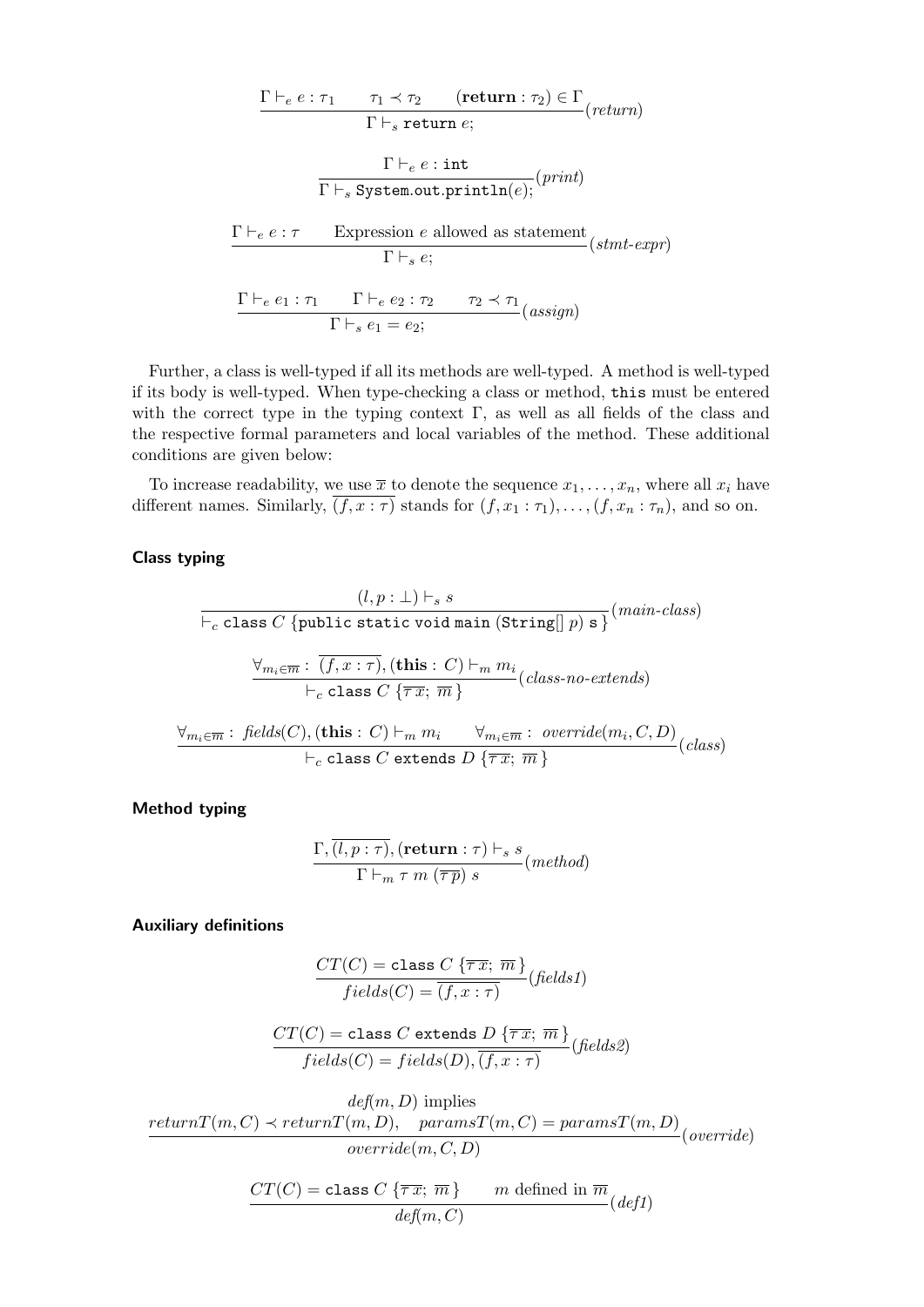$$\frac{\Gamma \vdash_e e : \tau_1 \qquad \tau_1 \prec \tau_2 \qquad (\mathbf{return} : \tau_2) \in \Gamma}{\Gamma \vdash_s \texttt{return } e;}(\textit{return})$$

$$\frac{\Gamma \vdash_e e : \texttt{int}}{\Gamma \vdash_s \texttt{System.out.println}(e);}(\textit{print})$$

$$\frac{\Gamma \vdash_e e : \tau \qquad \text{Expression } e \text{ allowed as statement}}{\Gamma \vdash_s e;}(\textit{stmt-expr})$$

$$\frac{\Gamma \vdash_e e_1 : \tau_1 \qquad \Gamma \vdash_e e_2 : \tau_2 \qquad \tau_2 \prec \tau_1}{\Gamma \vdash_s e_1 = e_2;}(\textit{assign})$$

Further, a class is well-typed if all its methods are well-typed. A method is well-typed if its body is well-typed. When type-checking a class or method, `this` must be entered with the correct type in the typing context $\Gamma$, as well as all fields of the class and the respective formal parameters and local variables of the method. These additional conditions are given below:

To increase readability, we use $\overline{x}$ to denote the sequence $x_1, \ldots, x_n$, where all $x_i$ have different names. Similarly, $\overline{(f, x : \tau)}$ stands for $(f, x_1 : \tau_1), \ldots, (f, x_n : \tau_n)$, and so on.

### Class typing

$$\frac{(l, p : \bot) \vdash_s s}{\vdash_c \texttt{class } C \ \{\texttt{public static void main (String[] } p\texttt{) s }\}}(\textit{main-class})$$

$$\frac{\forall_{m_i \in \overline{m}} : \ \overline{(f, x : \tau)}, (\mathbf{this} : C) \vdash_m m_i}{\vdash_c \texttt{class } C \ \{\overline{\tau\, x};\ \overline{m}\,\}}(\textit{class-no-extends})$$

$$\frac{\forall_{m_i \in \overline{m}} : \ \textit{fields}(C), (\mathbf{this} : C) \vdash_m m_i \qquad \forall_{m_i \in \overline{m}} : \ \textit{override}(m_i, C, D)}{\vdash_c \texttt{class } C \texttt{ extends } D \ \{\overline{\tau\, x};\ \overline{m}\,\}}(\textit{class})$$

### Method typing

$$\frac{\Gamma, \overline{(l, p : \tau)}, (\mathbf{return} : \tau) \vdash_s s}{\Gamma \vdash_m \tau\ m\ (\overline{\tau\, p})\ s}(\textit{method})$$

### Auxiliary definitions

$$\frac{CT(C) = \texttt{class } C \ \{\overline{\tau\, x};\ \overline{m}\,\}}{\textit{fields}(C) = \overline{(f, x : \tau)}}(\textit{fields1})$$

$$\frac{CT(C) = \texttt{class } C \texttt{ extends } D \ \{\overline{\tau\, x};\ \overline{m}\,\}}{\textit{fields}(C) = \textit{fields}(D), \overline{(f, x : \tau)}}(\textit{fields2})$$

$$\frac{\begin{array}{c}\textit{def}(m, D) \text{ implies} \\ \textit{returnT}(m, C) \prec \textit{returnT}(m, D), \quad \textit{paramsT}(m, C) = \textit{paramsT}(m, D)\end{array}}{\textit{override}(m, C, D)}(\textit{override})$$

$$\frac{CT(C) = \texttt{class } C \ \{\overline{\tau\, x};\ \overline{m}\,\} \qquad m \text{ defined in } \overline{m}}{\textit{def}(m, C)}(\textit{def1})$$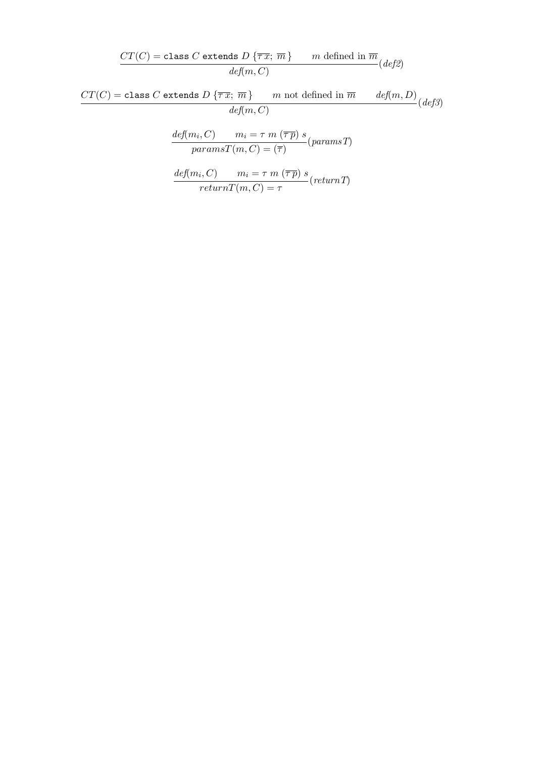$$\frac{CT(C) = \texttt{class}\ C\ \texttt{extends}\ D\ \{\overline{\tau\, x};\ \overline{m}\,\} \qquad m \text{ defined in } \overline{m}}{\mathit{def}(m, C)}(\mathit{def2})$$

$$\frac{CT(C) = \texttt{class}\ C\ \texttt{extends}\ D\ \{\overline{\tau\, x};\ \overline{m}\,\} \qquad m \text{ not defined in } \overline{m} \qquad \mathit{def}(m, D)}{\mathit{def}(m, C)}(\mathit{def3})$$

$$\frac{\mathit{def}(m_i, C) \qquad m_i = \tau\ m\ (\overline{\tau\, p})\ s}{\mathit{paramsT}(m, C) = (\overline{\tau})}(\mathit{paramsT})$$

$$\frac{\mathit{def}(m_i, C) \qquad m_i = \tau\ m\ (\overline{\tau\, p})\ s}{\mathit{returnT}(m, C) = \tau}(\mathit{returnT})$$